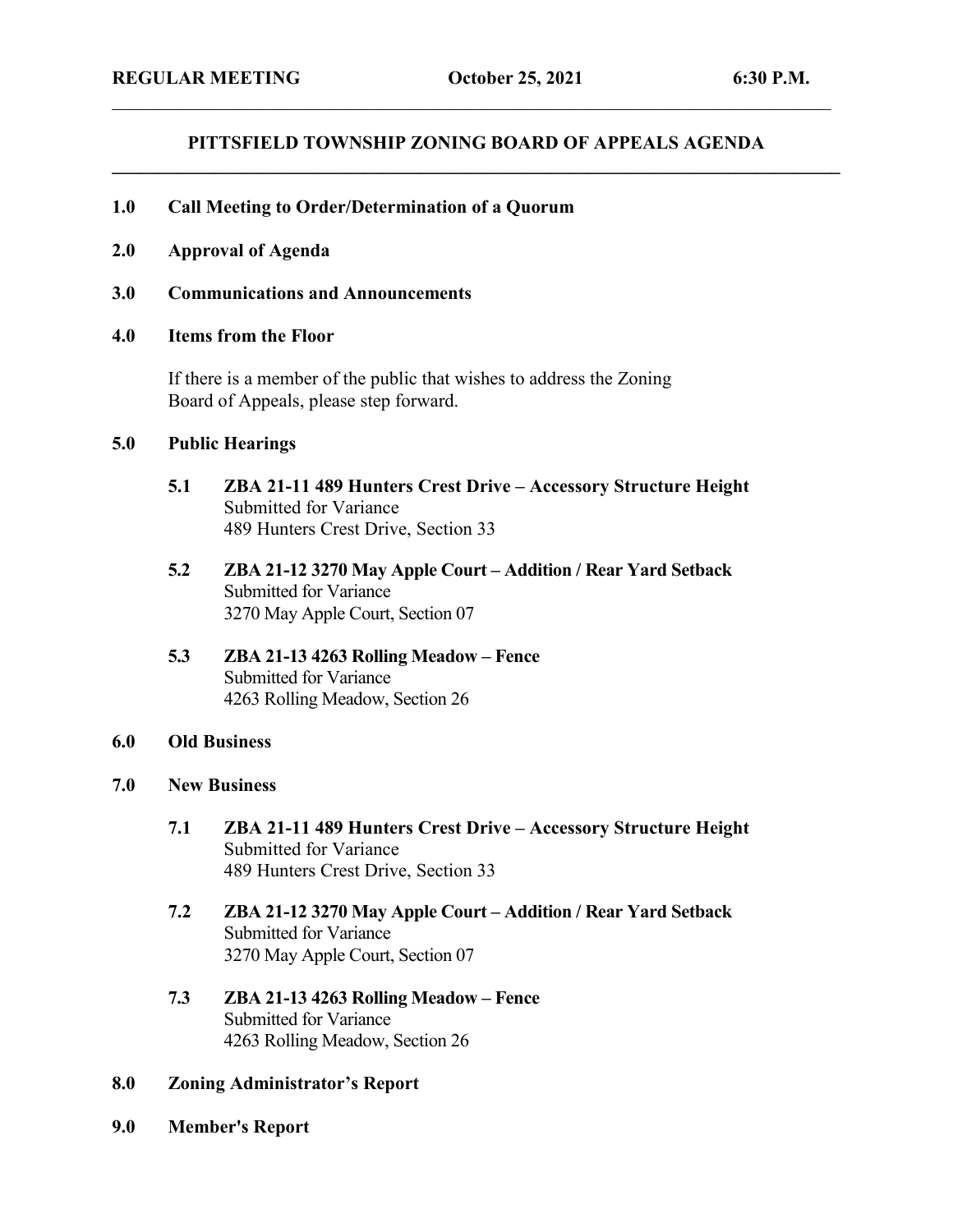**REGULAR MEETING** **October 25, 2021** **6:30 P.M.**

# PITTSFIELD TOWNSHIP ZONING BOARD OF APPEALS AGENDA

**1.0 Call Meeting to Order/Determination of a Quorum**

**2.0 Approval of Agenda**

**3.0 Communications and Announcements**

**4.0 Items from the Floor**

If there is a member of the public that wishes to address the Zoning Board of Appeals, please step forward.

**5.0 Public Hearings**

**5.1 ZBA 21-11 489 Hunters Crest Drive – Accessory Structure Height**
Submitted for Variance
489 Hunters Crest Drive, Section 33

**5.2 ZBA 21-12 3270 May Apple Court – Addition / Rear Yard Setback**
Submitted for Variance
3270 May Apple Court, Section 07

**5.3 ZBA 21-13 4263 Rolling Meadow – Fence**
Submitted for Variance
4263 Rolling Meadow, Section 26

**6.0 Old Business**

**7.0 New Business**

**7.1 ZBA 21-11 489 Hunters Crest Drive – Accessory Structure Height**
Submitted for Variance
489 Hunters Crest Drive, Section 33

**7.2 ZBA 21-12 3270 May Apple Court – Addition / Rear Yard Setback**
Submitted for Variance
3270 May Apple Court, Section 07

**7.3 ZBA 21-13 4263 Rolling Meadow – Fence**
Submitted for Variance
4263 Rolling Meadow, Section 26

**8.0 Zoning Administrator's Report**

**9.0 Member's Report**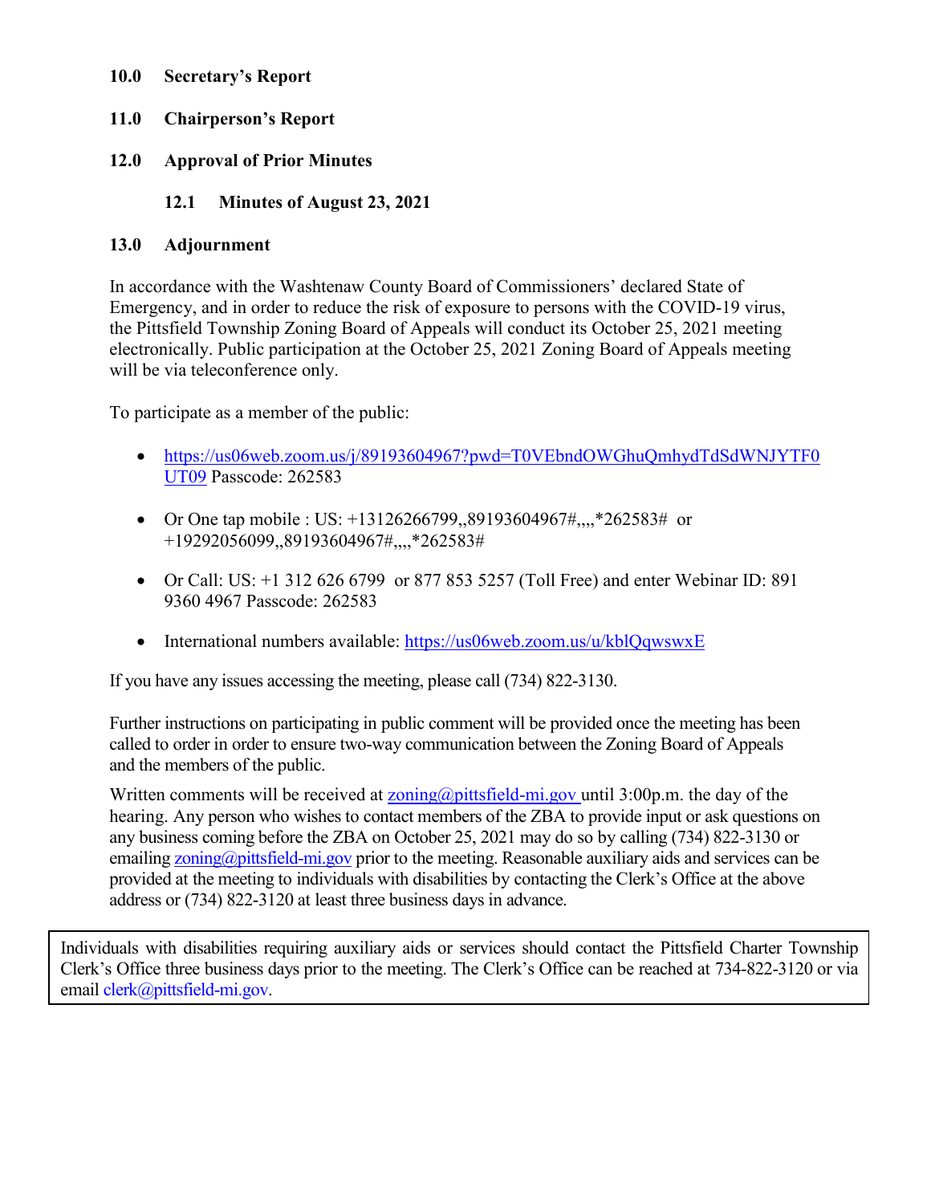**10.0 Secretary's Report**

**11.0 Chairperson's Report**

**12.0 Approval of Prior Minutes**

**12.1 Minutes of August 23, 2021**

**13.0 Adjournment**

In accordance with the Washtenaw County Board of Commissioners' declared State of Emergency, and in order to reduce the risk of exposure to persons with the COVID-19 virus, the Pittsfield Township Zoning Board of Appeals will conduct its October 25, 2021 meeting electronically. Public participation at the October 25, 2021 Zoning Board of Appeals meeting will be via teleconference only.

To participate as a member of the public:

- https://us06web.zoom.us/j/89193604967?pwd=T0VEbndOWGhuQmhydTdSdWNJYTF0UT09 Passcode: 262583
- Or One tap mobile : US: +13126266799,,89193604967#,,,,*262583# or +19292056099,,89193604967#,,,,*262583#
- Or Call: US: +1 312 626 6799 or 877 853 5257 (Toll Free) and enter Webinar ID: 891 9360 4967 Passcode: 262583
- International numbers available: https://us06web.zoom.us/u/kblQqwswxE

If you have any issues accessing the meeting, please call (734) 822-3130.

Further instructions on participating in public comment will be provided once the meeting has been called to order in order to ensure two-way communication between the Zoning Board of Appeals and the members of the public.

Written comments will be received at zoning@pittsfield-mi.gov until 3:00p.m. the day of the hearing. Any person who wishes to contact members of the ZBA to provide input or ask questions on any business coming before the ZBA on October 25, 2021 may do so by calling (734) 822-3130 or emailing zoning@pittsfield-mi.gov prior to the meeting. Reasonable auxiliary aids and services can be provided at the meeting to individuals with disabilities by contacting the Clerk's Office at the above address or (734) 822-3120 at least three business days in advance.

Individuals with disabilities requiring auxiliary aids or services should contact the Pittsfield Charter Township Clerk's Office three business days prior to the meeting. The Clerk's Office can be reached at 734-822-3120 or via email clerk@pittsfield-mi.gov.